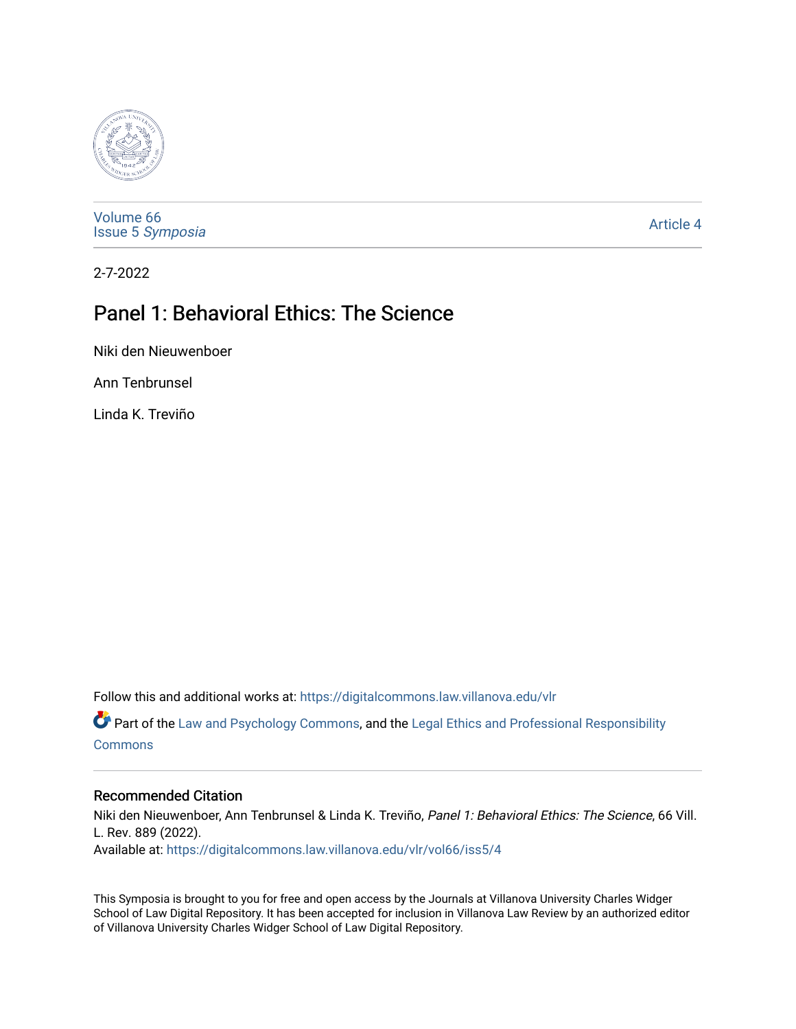Volume 66
Issue 5 *Symposia*

Article 4

2-7-2022

# Panel 1: Behavioral Ethics: The Science

Niki den Nieuwenboer

Ann Tenbrunsel

Linda K. Treviño

Follow this and additional works at: https://digitalcommons.law.villanova.edu/vlr

Part of the Law and Psychology Commons, and the Legal Ethics and Professional Responsibility Commons

## Recommended Citation

Niki den Nieuwenboer, Ann Tenbrunsel & Linda K. Treviño, *Panel 1: Behavioral Ethics: The Science*, 66 Vill. L. Rev. 889 (2022).
Available at: https://digitalcommons.law.villanova.edu/vlr/vol66/iss5/4

This Symposia is brought to you for free and open access by the Journals at Villanova University Charles Widger School of Law Digital Repository. It has been accepted for inclusion in Villanova Law Review by an authorized editor of Villanova University Charles Widger School of Law Digital Repository.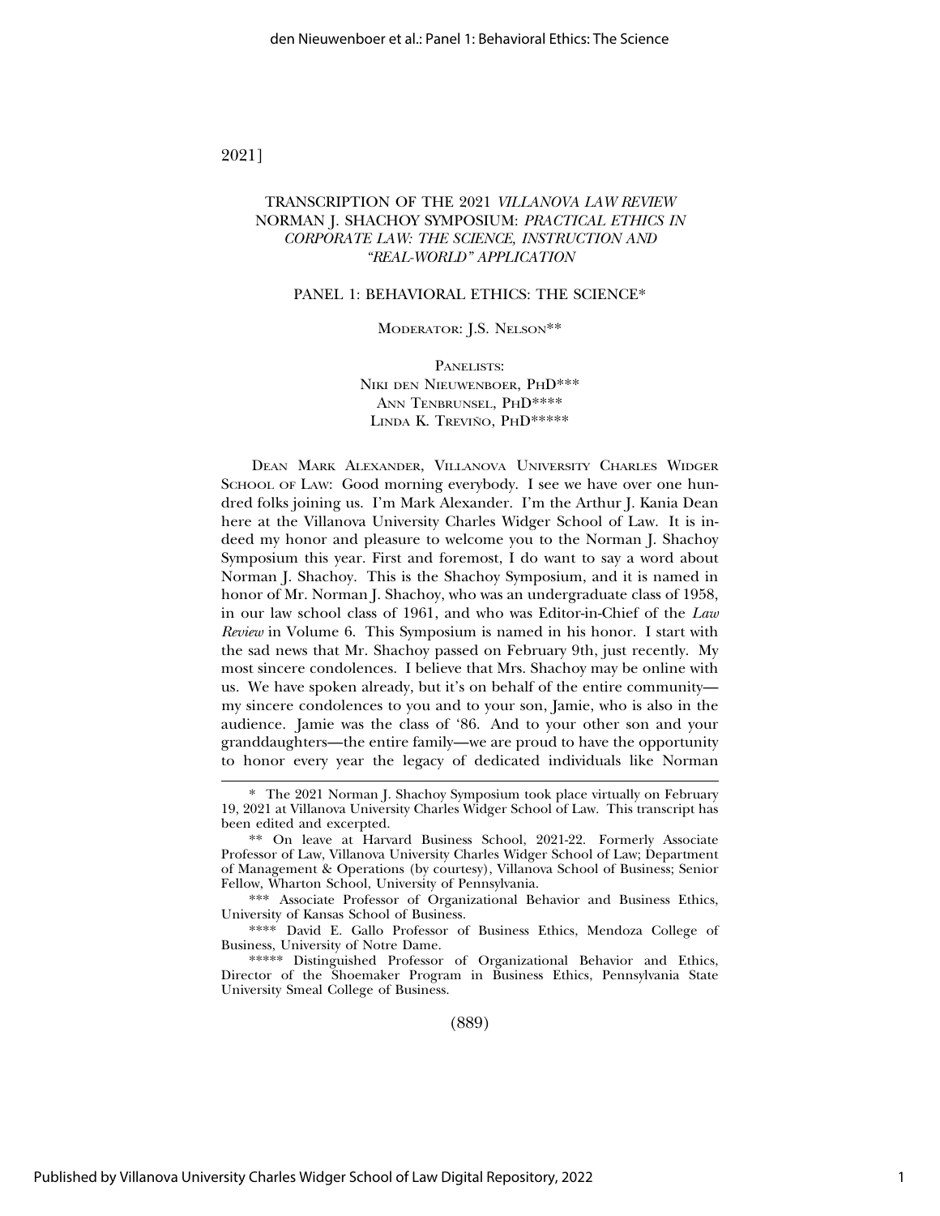# TRANSCRIPTION OF THE 2021 *VILLANOVA LAW REVIEW* NORMAN J. SHACHOY SYMPOSIUM: *PRACTICAL ETHICS IN CORPORATE LAW: THE SCIENCE, INSTRUCTION AND "REAL-WORLD" APPLICATION*

## PANEL 1: BEHAVIORAL ETHICS: THE SCIENCE*

MODERATOR: J.S. NELSON**

PANELISTS:
NIKI DEN NIEUWENBOER, PHD***
ANN TENBRUNSEL, PHD****
LINDA K. TREVIÑO, PHD*****

DEAN MARK ALEXANDER, VILLANOVA UNIVERSITY CHARLES WIDGER SCHOOL OF LAW: Good morning everybody. I see we have over one hundred folks joining us. I'm Mark Alexander. I'm the Arthur J. Kania Dean here at the Villanova University Charles Widger School of Law. It is indeed my honor and pleasure to welcome you to the Norman J. Shachoy Symposium this year. First and foremost, I do want to say a word about Norman J. Shachoy. This is the Shachoy Symposium, and it is named in honor of Mr. Norman J. Shachoy, who was an undergraduate class of 1958, in our law school class of 1961, and who was Editor-in-Chief of the *Law Review* in Volume 6. This Symposium is named in his honor. I start with the sad news that Mr. Shachoy passed on February 9th, just recently. My most sincere condolences. I believe that Mrs. Shachoy may be online with us. We have spoken already, but it's on behalf of the entire community—my sincere condolences to you and to your son, Jamie, who is also in the audience. Jamie was the class of '86. And to your other son and your granddaughters—the entire family—we are proud to have the opportunity to honor every year the legacy of dedicated individuals like Norman

---

\* The 2021 Norman J. Shachoy Symposium took place virtually on February 19, 2021 at Villanova University Charles Widger School of Law. This transcript has been edited and excerpted.

\*\* On leave at Harvard Business School, 2021-22. Formerly Associate Professor of Law, Villanova University Charles Widger School of Law; Department of Management & Operations (by courtesy), Villanova School of Business; Senior Fellow, Wharton School, University of Pennsylvania.

\*\*\* Associate Professor of Organizational Behavior and Business Ethics, University of Kansas School of Business.

\*\*\*\* David E. Gallo Professor of Business Ethics, Mendoza College of Business, University of Notre Dame.

\*\*\*\*\* Distinguished Professor of Organizational Behavior and Ethics, Director of the Shoemaker Program in Business Ethics, Pennsylvania State University Smeal College of Business.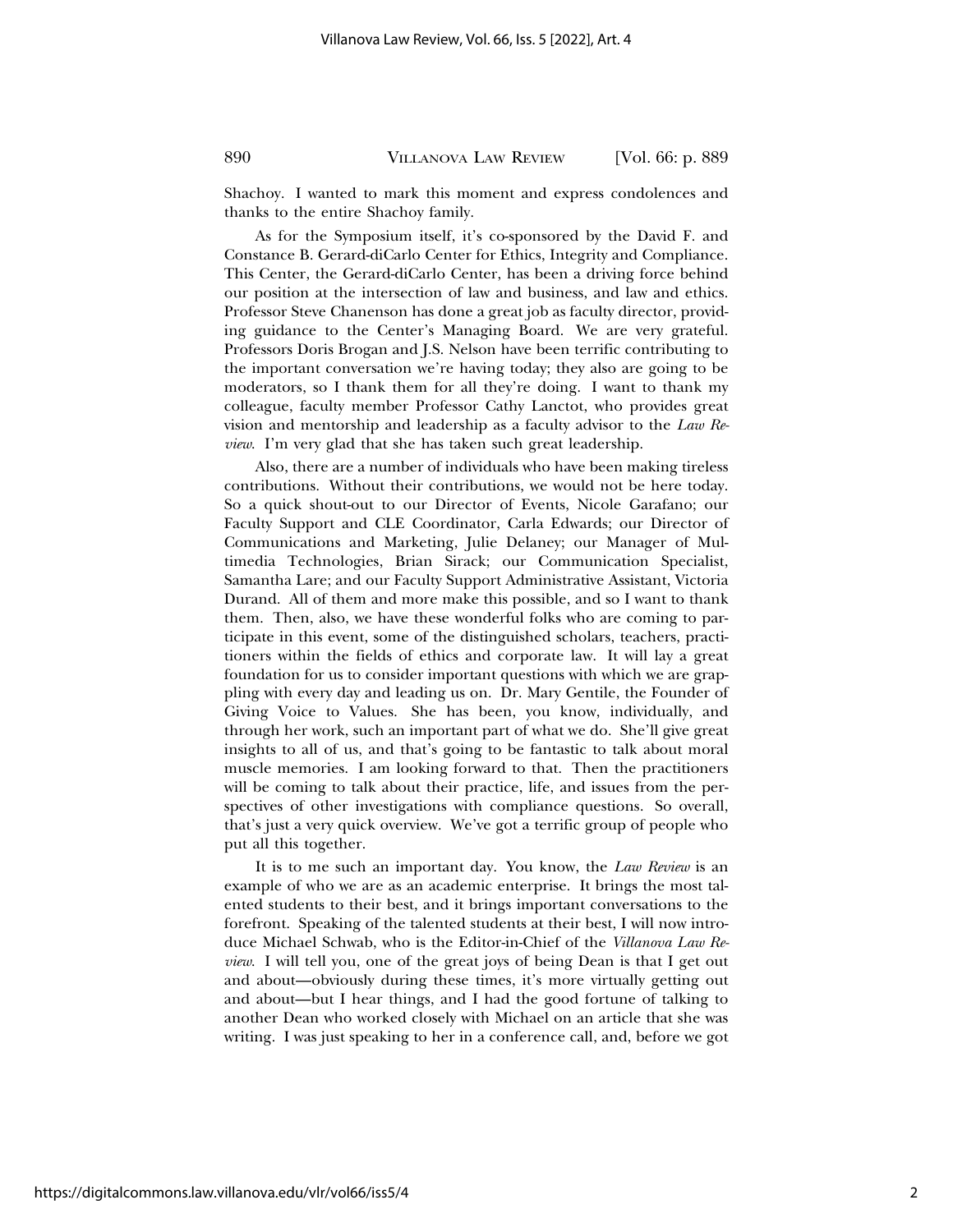Shachoy. I wanted to mark this moment and express condolences and thanks to the entire Shachoy family.

As for the Symposium itself, it's co-sponsored by the David F. and Constance B. Gerard-diCarlo Center for Ethics, Integrity and Compliance. This Center, the Gerard-diCarlo Center, has been a driving force behind our position at the intersection of law and business, and law and ethics. Professor Steve Chanenson has done a great job as faculty director, providing guidance to the Center's Managing Board. We are very grateful. Professors Doris Brogan and J.S. Nelson have been terrific contributing to the important conversation we're having today; they also are going to be moderators, so I thank them for all they're doing. I want to thank my colleague, faculty member Professor Cathy Lanctot, who provides great vision and mentorship and leadership as a faculty advisor to the *Law Review*. I'm very glad that she has taken such great leadership.

Also, there are a number of individuals who have been making tireless contributions. Without their contributions, we would not be here today. So a quick shout-out to our Director of Events, Nicole Garafano; our Faculty Support and CLE Coordinator, Carla Edwards; our Director of Communications and Marketing, Julie Delaney; our Manager of Multimedia Technologies, Brian Sirack; our Communication Specialist, Samantha Lare; and our Faculty Support Administrative Assistant, Victoria Durand. All of them and more make this possible, and so I want to thank them. Then, also, we have these wonderful folks who are coming to participate in this event, some of the distinguished scholars, teachers, practitioners within the fields of ethics and corporate law. It will lay a great foundation for us to consider important questions with which we are grappling with every day and leading us on. Dr. Mary Gentile, the Founder of Giving Voice to Values. She has been, you know, individually, and through her work, such an important part of what we do. She'll give great insights to all of us, and that's going to be fantastic to talk about moral muscle memories. I am looking forward to that. Then the practitioners will be coming to talk about their practice, life, and issues from the perspectives of other investigations with compliance questions. So overall, that's just a very quick overview. We've got a terrific group of people who put all this together.

It is to me such an important day. You know, the *Law Review* is an example of who we are as an academic enterprise. It brings the most talented students to their best, and it brings important conversations to the forefront. Speaking of the talented students at their best, I will now introduce Michael Schwab, who is the Editor-in-Chief of the *Villanova Law Review*. I will tell you, one of the great joys of being Dean is that I get out and about—obviously during these times, it's more virtually getting out and about—but I hear things, and I had the good fortune of talking to another Dean who worked closely with Michael on an article that she was writing. I was just speaking to her in a conference call, and, before we got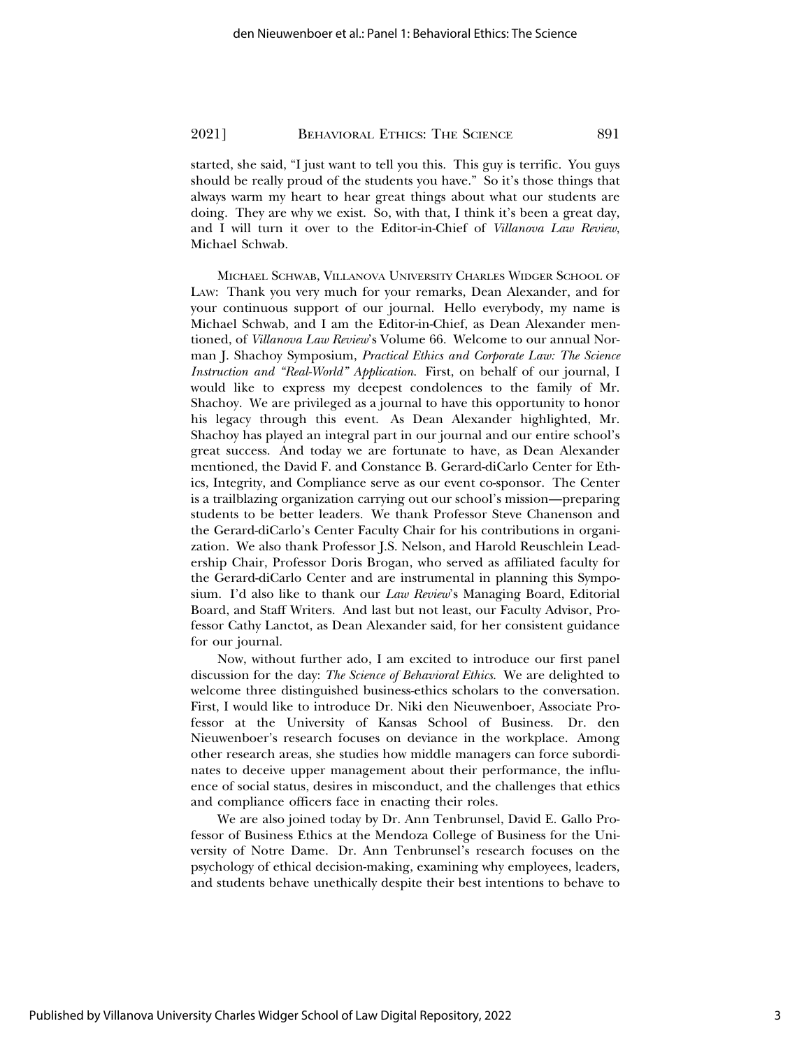started, she said, "I just want to tell you this. This guy is terrific. You guys should be really proud of the students you have." So it's those things that always warm my heart to hear great things about what our students are doing. They are why we exist. So, with that, I think it's been a great day, and I will turn it over to the Editor-in-Chief of *Villanova Law Review*, Michael Schwab.

MICHAEL SCHWAB, VILLANOVA UNIVERSITY CHARLES WIDGER SCHOOL OF LAW: Thank you very much for your remarks, Dean Alexander, and for your continuous support of our journal. Hello everybody, my name is Michael Schwab, and I am the Editor-in-Chief, as Dean Alexander mentioned, of *Villanova Law Review*'s Volume 66. Welcome to our annual Norman J. Shachoy Symposium, *Practical Ethics and Corporate Law: The Science Instruction and "Real-World" Application.* First, on behalf of our journal, I would like to express my deepest condolences to the family of Mr. Shachoy. We are privileged as a journal to have this opportunity to honor his legacy through this event. As Dean Alexander highlighted, Mr. Shachoy has played an integral part in our journal and our entire school's great success. And today we are fortunate to have, as Dean Alexander mentioned, the David F. and Constance B. Gerard-diCarlo Center for Ethics, Integrity, and Compliance serve as our event co-sponsor. The Center is a trailblazing organization carrying out our school's mission—preparing students to be better leaders. We thank Professor Steve Chanenson and the Gerard-diCarlo's Center Faculty Chair for his contributions in organization. We also thank Professor J.S. Nelson, and Harold Reuschlein Leadership Chair, Professor Doris Brogan, who served as affiliated faculty for the Gerard-diCarlo Center and are instrumental in planning this Symposium. I'd also like to thank our *Law Review*'s Managing Board, Editorial Board, and Staff Writers. And last but not least, our Faculty Advisor, Professor Cathy Lanctot, as Dean Alexander said, for her consistent guidance for our journal.

Now, without further ado, I am excited to introduce our first panel discussion for the day: *The Science of Behavioral Ethics.* We are delighted to welcome three distinguished business-ethics scholars to the conversation. First, I would like to introduce Dr. Niki den Nieuwenboer, Associate Professor at the University of Kansas School of Business. Dr. den Nieuwenboer's research focuses on deviance in the workplace. Among other research areas, she studies how middle managers can force subordinates to deceive upper management about their performance, the influence of social status, desires in misconduct, and the challenges that ethics and compliance officers face in enacting their roles.

We are also joined today by Dr. Ann Tenbrunsel, David E. Gallo Professor of Business Ethics at the Mendoza College of Business for the University of Notre Dame. Dr. Ann Tenbrunsel's research focuses on the psychology of ethical decision-making, examining why employees, leaders, and students behave unethically despite their best intentions to behave to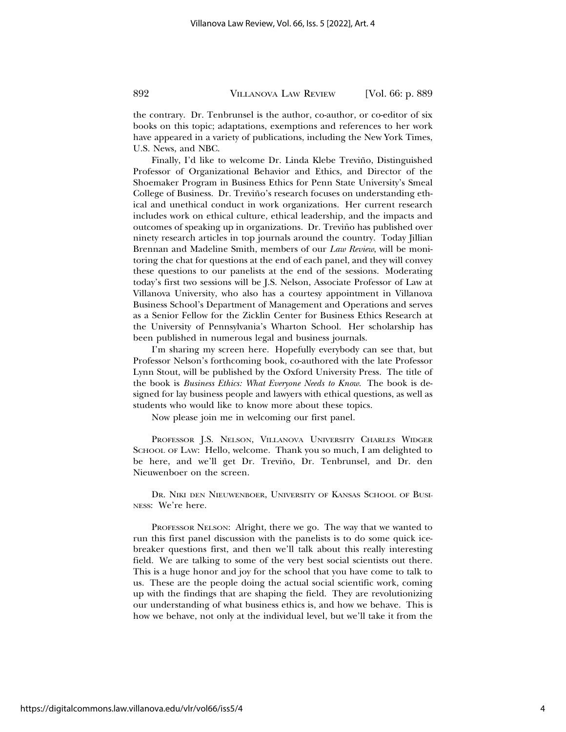the contrary. Dr. Tenbrunsel is the author, co-author, or co-editor of six books on this topic; adaptations, exemptions and references to her work have appeared in a variety of publications, including the New York Times, U.S. News, and NBC.

Finally, I'd like to welcome Dr. Linda Klebe Treviño, Distinguished Professor of Organizational Behavior and Ethics, and Director of the Shoemaker Program in Business Ethics for Penn State University's Smeal College of Business. Dr. Treviño's research focuses on understanding ethical and unethical conduct in work organizations. Her current research includes work on ethical culture, ethical leadership, and the impacts and outcomes of speaking up in organizations. Dr. Treviño has published over ninety research articles in top journals around the country. Today Jillian Brennan and Madeline Smith, members of our *Law Review*, will be monitoring the chat for questions at the end of each panel, and they will convey these questions to our panelists at the end of the sessions. Moderating today's first two sessions will be J.S. Nelson, Associate Professor of Law at Villanova University, who also has a courtesy appointment in Villanova Business School's Department of Management and Operations and serves as a Senior Fellow for the Zicklin Center for Business Ethics Research at the University of Pennsylvania's Wharton School. Her scholarship has been published in numerous legal and business journals.

I'm sharing my screen here. Hopefully everybody can see that, but Professor Nelson's forthcoming book, co-authored with the late Professor Lynn Stout, will be published by the Oxford University Press. The title of the book is *Business Ethics: What Everyone Needs to Know*. The book is designed for lay business people and lawyers with ethical questions, as well as students who would like to know more about these topics.

Now please join me in welcoming our first panel.

PROFESSOR J.S. NELSON, VILLANOVA UNIVERSITY CHARLES WIDGER SCHOOL OF LAW: Hello, welcome. Thank you so much, I am delighted to be here, and we'll get Dr. Treviño, Dr. Tenbrunsel, and Dr. den Nieuwenboer on the screen.

DR. NIKI DEN NIEUWENBOER, UNIVERSITY OF KANSAS SCHOOL OF BUSINESS: We're here.

PROFESSOR NELSON: Alright, there we go. The way that we wanted to run this first panel discussion with the panelists is to do some quick icebreaker questions first, and then we'll talk about this really interesting field. We are talking to some of the very best social scientists out there. This is a huge honor and joy for the school that you have come to talk to us. These are the people doing the actual social scientific work, coming up with the findings that are shaping the field. They are revolutionizing our understanding of what business ethics is, and how we behave. This is how we behave, not only at the individual level, but we'll take it from the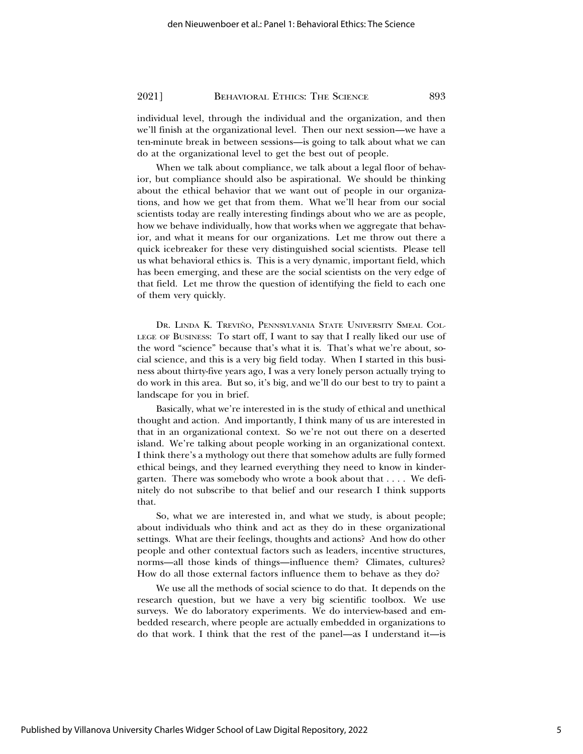individual level, through the individual and the organization, and then we'll finish at the organizational level. Then our next session—we have a ten-minute break in between sessions—is going to talk about what we can do at the organizational level to get the best out of people.

When we talk about compliance, we talk about a legal floor of behavior, but compliance should also be aspirational. We should be thinking about the ethical behavior that we want out of people in our organizations, and how we get that from them. What we'll hear from our social scientists today are really interesting findings about who we are as people, how we behave individually, how that works when we aggregate that behavior, and what it means for our organizations. Let me throw out there a quick icebreaker for these very distinguished social scientists. Please tell us what behavioral ethics is. This is a very dynamic, important field, which has been emerging, and these are the social scientists on the very edge of that field. Let me throw the question of identifying the field to each one of them very quickly.

Dr. Linda K. Treviño, Pennsylvania State University Smeal College of Business: To start off, I want to say that I really liked our use of the word "science" because that's what it is. That's what we're about, social science, and this is a very big field today. When I started in this business about thirty-five years ago, I was a very lonely person actually trying to do work in this area. But so, it's big, and we'll do our best to try to paint a landscape for you in brief.

Basically, what we're interested in is the study of ethical and unethical thought and action. And importantly, I think many of us are interested in that in an organizational context. So we're not out there on a deserted island. We're talking about people working in an organizational context. I think there's a mythology out there that somehow adults are fully formed ethical beings, and they learned everything they need to know in kindergarten. There was somebody who wrote a book about that . . . . We definitely do not subscribe to that belief and our research I think supports that.

So, what we are interested in, and what we study, is about people; about individuals who think and act as they do in these organizational settings. What are their feelings, thoughts and actions? And how do other people and other contextual factors such as leaders, incentive structures, norms—all those kinds of things—influence them? Climates, cultures? How do all those external factors influence them to behave as they do?

We use all the methods of social science to do that. It depends on the research question, but we have a very big scientific toolbox. We use surveys. We do laboratory experiments. We do interview-based and embedded research, where people are actually embedded in organizations to do that work. I think that the rest of the panel—as I understand it—is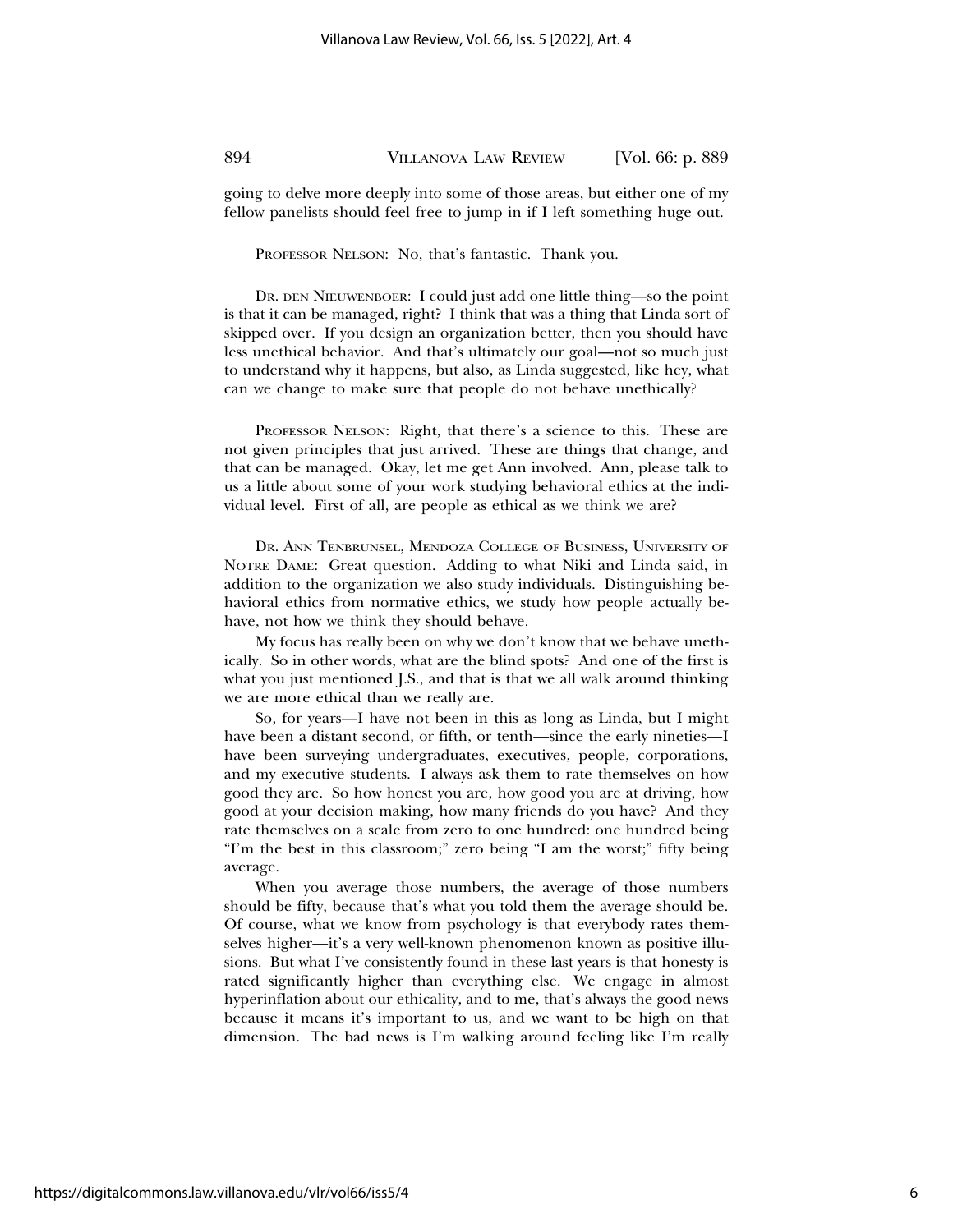going to delve more deeply into some of those areas, but either one of my fellow panelists should feel free to jump in if I left something huge out.

PROFESSOR NELSON: No, that's fantastic. Thank you.

DR. DEN NIEUWENBOER: I could just add one little thing—so the point is that it can be managed, right? I think that was a thing that Linda sort of skipped over. If you design an organization better, then you should have less unethical behavior. And that's ultimately our goal—not so much just to understand why it happens, but also, as Linda suggested, like hey, what can we change to make sure that people do not behave unethically?

PROFESSOR NELSON: Right, that there's a science to this. These are not given principles that just arrived. These are things that change, and that can be managed. Okay, let me get Ann involved. Ann, please talk to us a little about some of your work studying behavioral ethics at the individual level. First of all, are people as ethical as we think we are?

DR. ANN TENBRUNSEL, MENDOZA COLLEGE OF BUSINESS, UNIVERSITY OF NOTRE DAME: Great question. Adding to what Niki and Linda said, in addition to the organization we also study individuals. Distinguishing behavioral ethics from normative ethics, we study how people actually behave, not how we think they should behave.

My focus has really been on why we don't know that we behave unethically. So in other words, what are the blind spots? And one of the first is what you just mentioned J.S., and that is that we all walk around thinking we are more ethical than we really are.

So, for years—I have not been in this as long as Linda, but I might have been a distant second, or fifth, or tenth—since the early nineties—I have been surveying undergraduates, executives, people, corporations, and my executive students. I always ask them to rate themselves on how good they are. So how honest you are, how good you are at driving, how good at your decision making, how many friends do you have? And they rate themselves on a scale from zero to one hundred: one hundred being "I'm the best in this classroom;" zero being "I am the worst;" fifty being average.

When you average those numbers, the average of those numbers should be fifty, because that's what you told them the average should be. Of course, what we know from psychology is that everybody rates themselves higher—it's a very well-known phenomenon known as positive illusions. But what I've consistently found in these last years is that honesty is rated significantly higher than everything else. We engage in almost hyperinflation about our ethicality, and to me, that's always the good news because it means it's important to us, and we want to be high on that dimension. The bad news is I'm walking around feeling like I'm really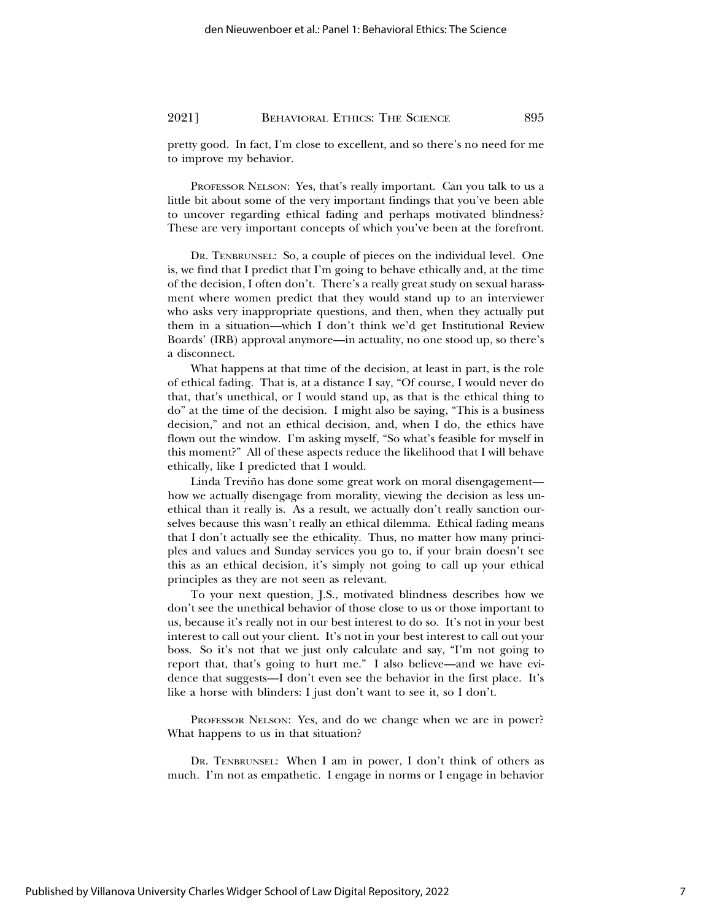pretty good. In fact, I'm close to excellent, and so there's no need for me to improve my behavior.

Professor Nelson: Yes, that's really important. Can you talk to us a little bit about some of the very important findings that you've been able to uncover regarding ethical fading and perhaps motivated blindness? These are very important concepts of which you've been at the forefront.

Dr. Tenbrunsel: So, a couple of pieces on the individual level. One is, we find that I predict that I'm going to behave ethically and, at the time of the decision, I often don't. There's a really great study on sexual harassment where women predict that they would stand up to an interviewer who asks very inappropriate questions, and then, when they actually put them in a situation—which I don't think we'd get Institutional Review Boards' (IRB) approval anymore—in actuality, no one stood up, so there's a disconnect.

What happens at that time of the decision, at least in part, is the role of ethical fading. That is, at a distance I say, "Of course, I would never do that, that's unethical, or I would stand up, as that is the ethical thing to do" at the time of the decision. I might also be saying, "This is a business decision," and not an ethical decision, and, when I do, the ethics have flown out the window. I'm asking myself, "So what's feasible for myself in this moment?" All of these aspects reduce the likelihood that I will behave ethically, like I predicted that I would.

Linda Treviño has done some great work on moral disengagement—how we actually disengage from morality, viewing the decision as less unethical than it really is. As a result, we actually don't really sanction ourselves because this wasn't really an ethical dilemma. Ethical fading means that I don't actually see the ethicality. Thus, no matter how many principles and values and Sunday services you go to, if your brain doesn't see this as an ethical decision, it's simply not going to call up your ethical principles as they are not seen as relevant.

To your next question, J.S., motivated blindness describes how we don't see the unethical behavior of those close to us or those important to us, because it's really not in our best interest to do so. It's not in your best interest to call out your client. It's not in your best interest to call out your boss. So it's not that we just only calculate and say, "I'm not going to report that, that's going to hurt me." I also believe—and we have evidence that suggests—I don't even see the behavior in the first place. It's like a horse with blinders: I just don't want to see it, so I don't.

Professor Nelson: Yes, and do we change when we are in power? What happens to us in that situation?

Dr. Tenbrunsel: When I am in power, I don't think of others as much. I'm not as empathetic. I engage in norms or I engage in behavior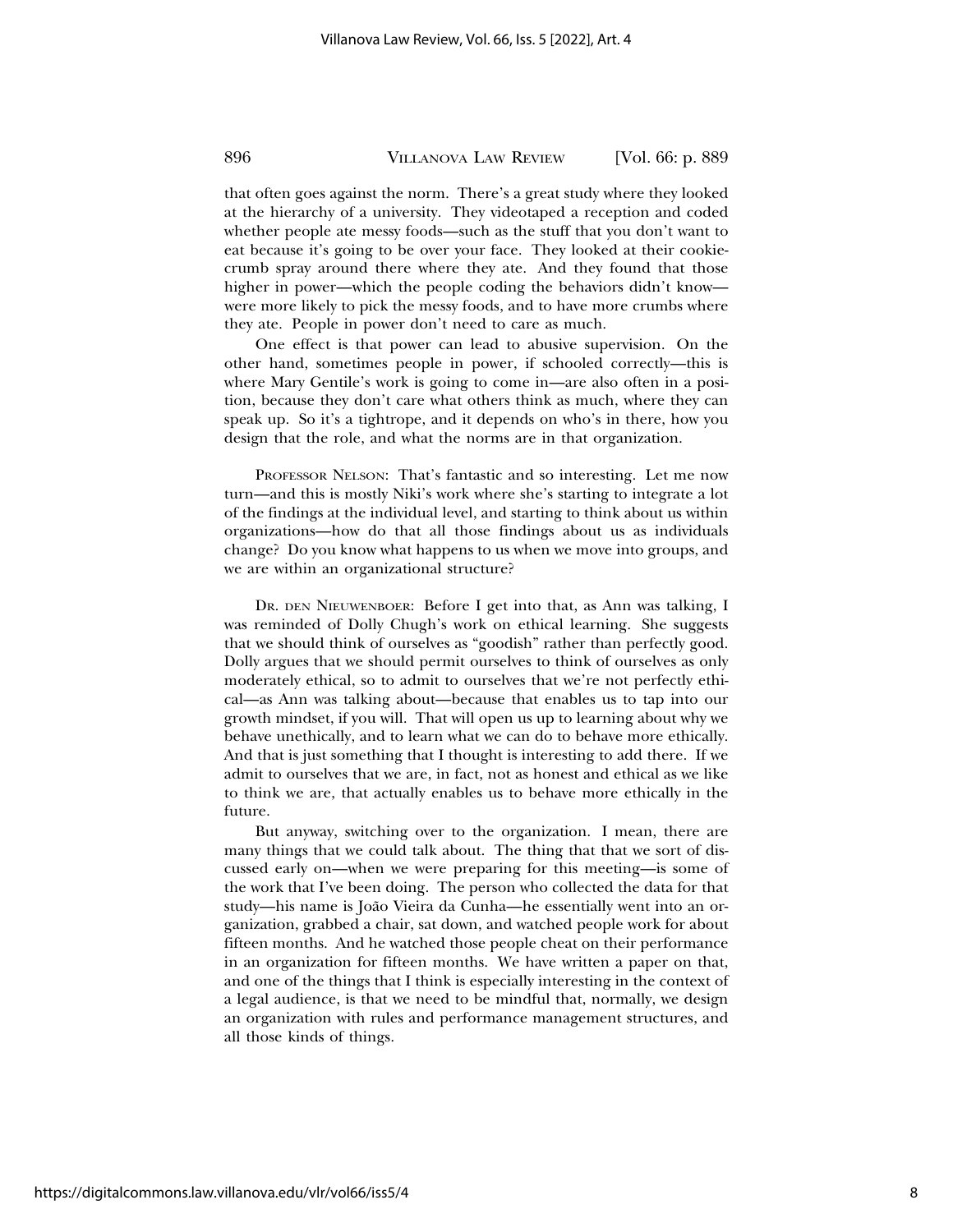that often goes against the norm. There's a great study where they looked at the hierarchy of a university. They videotaped a reception and coded whether people ate messy foods—such as the stuff that you don't want to eat because it's going to be over your face. They looked at their cookie-crumb spray around there where they ate. And they found that those higher in power—which the people coding the behaviors didn't know—were more likely to pick the messy foods, and to have more crumbs where they ate. People in power don't need to care as much.

One effect is that power can lead to abusive supervision. On the other hand, sometimes people in power, if schooled correctly—this is where Mary Gentile's work is going to come in—are also often in a position, because they don't care what others think as much, where they can speak up. So it's a tightrope, and it depends on who's in there, how you design that the role, and what the norms are in that organization.

PROFESSOR NELSON: That's fantastic and so interesting. Let me now turn—and this is mostly Niki's work where she's starting to integrate a lot of the findings at the individual level, and starting to think about us within organizations—how do that all those findings about us as individuals change? Do you know what happens to us when we move into groups, and we are within an organizational structure?

DR. DEN NIEUWENBOER: Before I get into that, as Ann was talking, I was reminded of Dolly Chugh's work on ethical learning. She suggests that we should think of ourselves as "goodish" rather than perfectly good. Dolly argues that we should permit ourselves to think of ourselves as only moderately ethical, so to admit to ourselves that we're not perfectly ethical—as Ann was talking about—because that enables us to tap into our growth mindset, if you will. That will open us up to learning about why we behave unethically, and to learn what we can do to behave more ethically. And that is just something that I thought is interesting to add there. If we admit to ourselves that we are, in fact, not as honest and ethical as we like to think we are, that actually enables us to behave more ethically in the future.

But anyway, switching over to the organization. I mean, there are many things that we could talk about. The thing that that we sort of discussed early on—when we were preparing for this meeting—is some of the work that I've been doing. The person who collected the data for that study—his name is João Vieira da Cunha—he essentially went into an organization, grabbed a chair, sat down, and watched people work for about fifteen months. And he watched those people cheat on their performance in an organization for fifteen months. We have written a paper on that, and one of the things that I think is especially interesting in the context of a legal audience, is that we need to be mindful that, normally, we design an organization with rules and performance management structures, and all those kinds of things.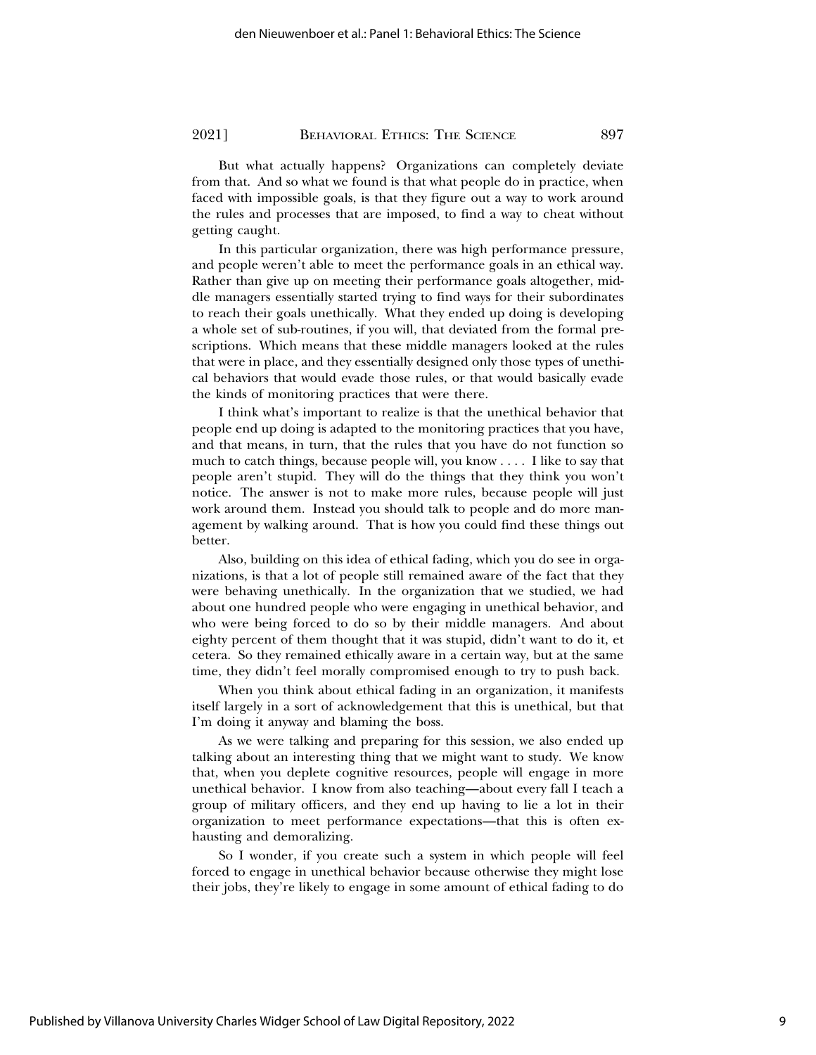But what actually happens? Organizations can completely deviate from that. And so what we found is that what people do in practice, when faced with impossible goals, is that they figure out a way to work around the rules and processes that are imposed, to find a way to cheat without getting caught.

In this particular organization, there was high performance pressure, and people weren't able to meet the performance goals in an ethical way. Rather than give up on meeting their performance goals altogether, middle managers essentially started trying to find ways for their subordinates to reach their goals unethically. What they ended up doing is developing a whole set of sub-routines, if you will, that deviated from the formal prescriptions. Which means that these middle managers looked at the rules that were in place, and they essentially designed only those types of unethical behaviors that would evade those rules, or that would basically evade the kinds of monitoring practices that were there.

I think what's important to realize is that the unethical behavior that people end up doing is adapted to the monitoring practices that you have, and that means, in turn, that the rules that you have do not function so much to catch things, because people will, you know . . . . I like to say that people aren't stupid. They will do the things that they think you won't notice. The answer is not to make more rules, because people will just work around them. Instead you should talk to people and do more management by walking around. That is how you could find these things out better.

Also, building on this idea of ethical fading, which you do see in organizations, is that a lot of people still remained aware of the fact that they were behaving unethically. In the organization that we studied, we had about one hundred people who were engaging in unethical behavior, and who were being forced to do so by their middle managers. And about eighty percent of them thought that it was stupid, didn't want to do it, et cetera. So they remained ethically aware in a certain way, but at the same time, they didn't feel morally compromised enough to try to push back.

When you think about ethical fading in an organization, it manifests itself largely in a sort of acknowledgement that this is unethical, but that I'm doing it anyway and blaming the boss.

As we were talking and preparing for this session, we also ended up talking about an interesting thing that we might want to study. We know that, when you deplete cognitive resources, people will engage in more unethical behavior. I know from also teaching—about every fall I teach a group of military officers, and they end up having to lie a lot in their organization to meet performance expectations—that this is often exhausting and demoralizing.

So I wonder, if you create such a system in which people will feel forced to engage in unethical behavior because otherwise they might lose their jobs, they're likely to engage in some amount of ethical fading to do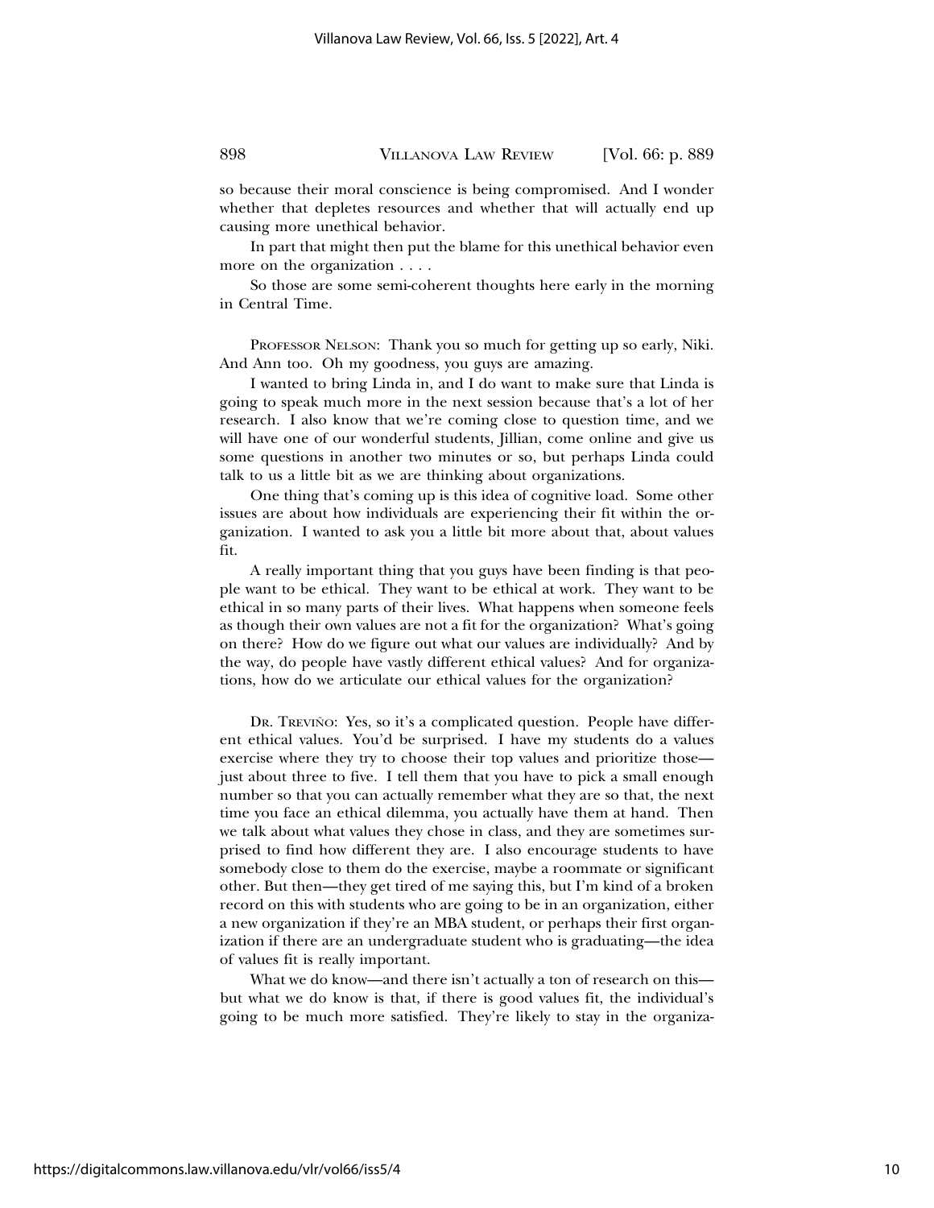so because their moral conscience is being compromised. And I wonder whether that depletes resources and whether that will actually end up causing more unethical behavior.

In part that might then put the blame for this unethical behavior even more on the organization . . . .

So those are some semi-coherent thoughts here early in the morning in Central Time.

PROFESSOR NELSON: Thank you so much for getting up so early, Niki. And Ann too. Oh my goodness, you guys are amazing.

I wanted to bring Linda in, and I do want to make sure that Linda is going to speak much more in the next session because that's a lot of her research. I also know that we're coming close to question time, and we will have one of our wonderful students, Jillian, come online and give us some questions in another two minutes or so, but perhaps Linda could talk to us a little bit as we are thinking about organizations.

One thing that's coming up is this idea of cognitive load. Some other issues are about how individuals are experiencing their fit within the organization. I wanted to ask you a little bit more about that, about values fit.

A really important thing that you guys have been finding is that people want to be ethical. They want to be ethical at work. They want to be ethical in so many parts of their lives. What happens when someone feels as though their own values are not a fit for the organization? What's going on there? How do we figure out what our values are individually? And by the way, do people have vastly different ethical values? And for organizations, how do we articulate our ethical values for the organization?

DR. TREVIÑO: Yes, so it's a complicated question. People have different ethical values. You'd be surprised. I have my students do a values exercise where they try to choose their top values and prioritize those—just about three to five. I tell them that you have to pick a small enough number so that you can actually remember what they are so that, the next time you face an ethical dilemma, you actually have them at hand. Then we talk about what values they chose in class, and they are sometimes surprised to find how different they are. I also encourage students to have somebody close to them do the exercise, maybe a roommate or significant other. But then—they get tired of me saying this, but I'm kind of a broken record on this with students who are going to be in an organization, either a new organization if they're an MBA student, or perhaps their first organization if there are an undergraduate student who is graduating—the idea of values fit is really important.

What we do know—and there isn't actually a ton of research on this—but what we do know is that, if there is good values fit, the individual's going to be much more satisfied. They're likely to stay in the organiza-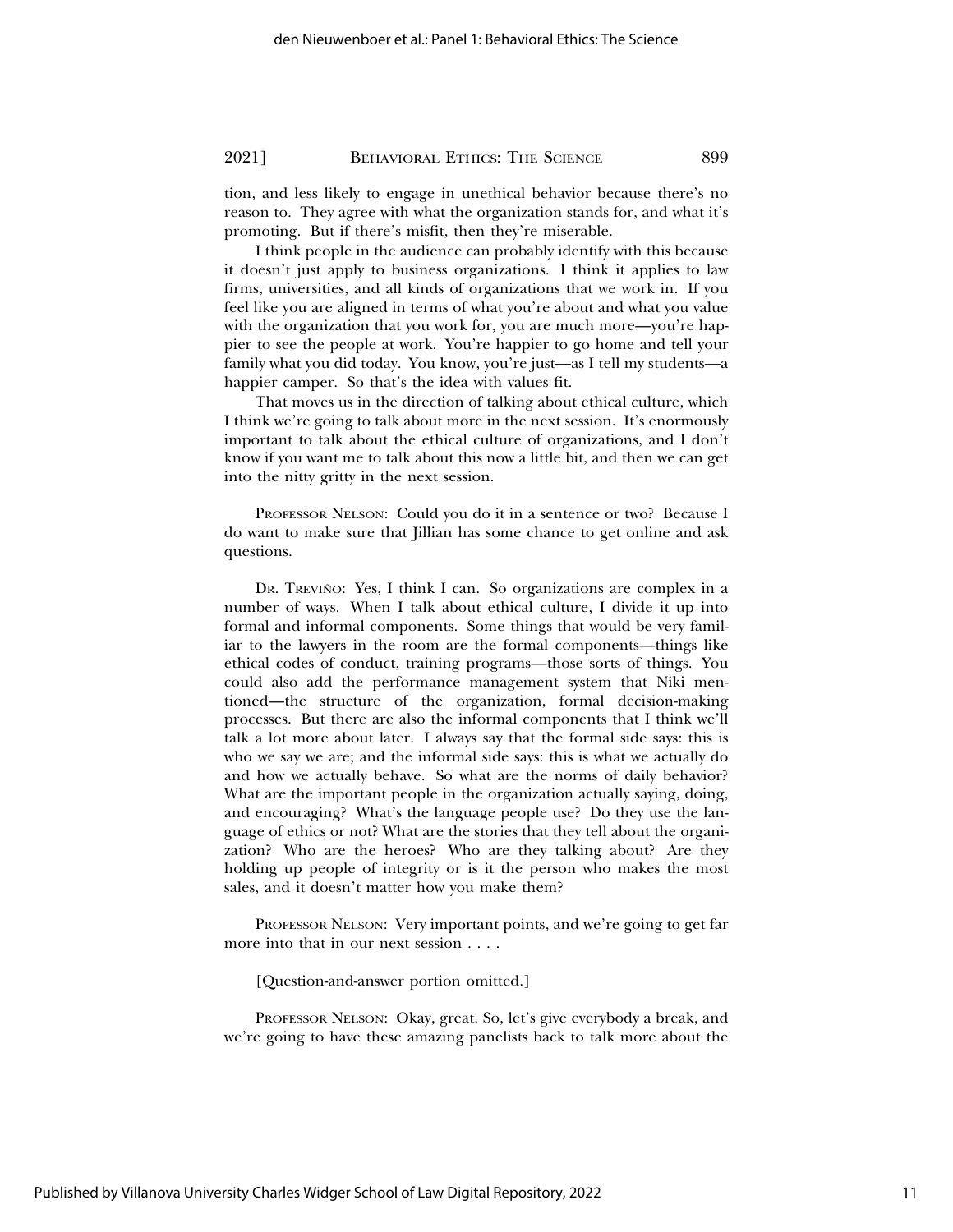tion, and less likely to engage in unethical behavior because there's no reason to. They agree with what the organization stands for, and what it's promoting. But if there's misfit, then they're miserable.

I think people in the audience can probably identify with this because it doesn't just apply to business organizations. I think it applies to law firms, universities, and all kinds of organizations that we work in. If you feel like you are aligned in terms of what you're about and what you value with the organization that you work for, you are much more—you're happier to see the people at work. You're happier to go home and tell your family what you did today. You know, you're just—as I tell my students—a happier camper. So that's the idea with values fit.

That moves us in the direction of talking about ethical culture, which I think we're going to talk about more in the next session. It's enormously important to talk about the ethical culture of organizations, and I don't know if you want me to talk about this now a little bit, and then we can get into the nitty gritty in the next session.

PROFESSOR NELSON: Could you do it in a sentence or two? Because I do want to make sure that Jillian has some chance to get online and ask questions.

DR. TREVIÑO: Yes, I think I can. So organizations are complex in a number of ways. When I talk about ethical culture, I divide it up into formal and informal components. Some things that would be very familiar to the lawyers in the room are the formal components—things like ethical codes of conduct, training programs—those sorts of things. You could also add the performance management system that Niki mentioned—the structure of the organization, formal decision-making processes. But there are also the informal components that I think we'll talk a lot more about later. I always say that the formal side says: this is who we say we are; and the informal side says: this is what we actually do and how we actually behave. So what are the norms of daily behavior? What are the important people in the organization actually saying, doing, and encouraging? What's the language people use? Do they use the language of ethics or not? What are the stories that they tell about the organization? Who are the heroes? Who are they talking about? Are they holding up people of integrity or is it the person who makes the most sales, and it doesn't matter how you make them?

PROFESSOR NELSON: Very important points, and we're going to get far more into that in our next session . . . .

[Question-and-answer portion omitted.]

PROFESSOR NELSON: Okay, great. So, let's give everybody a break, and we're going to have these amazing panelists back to talk more about the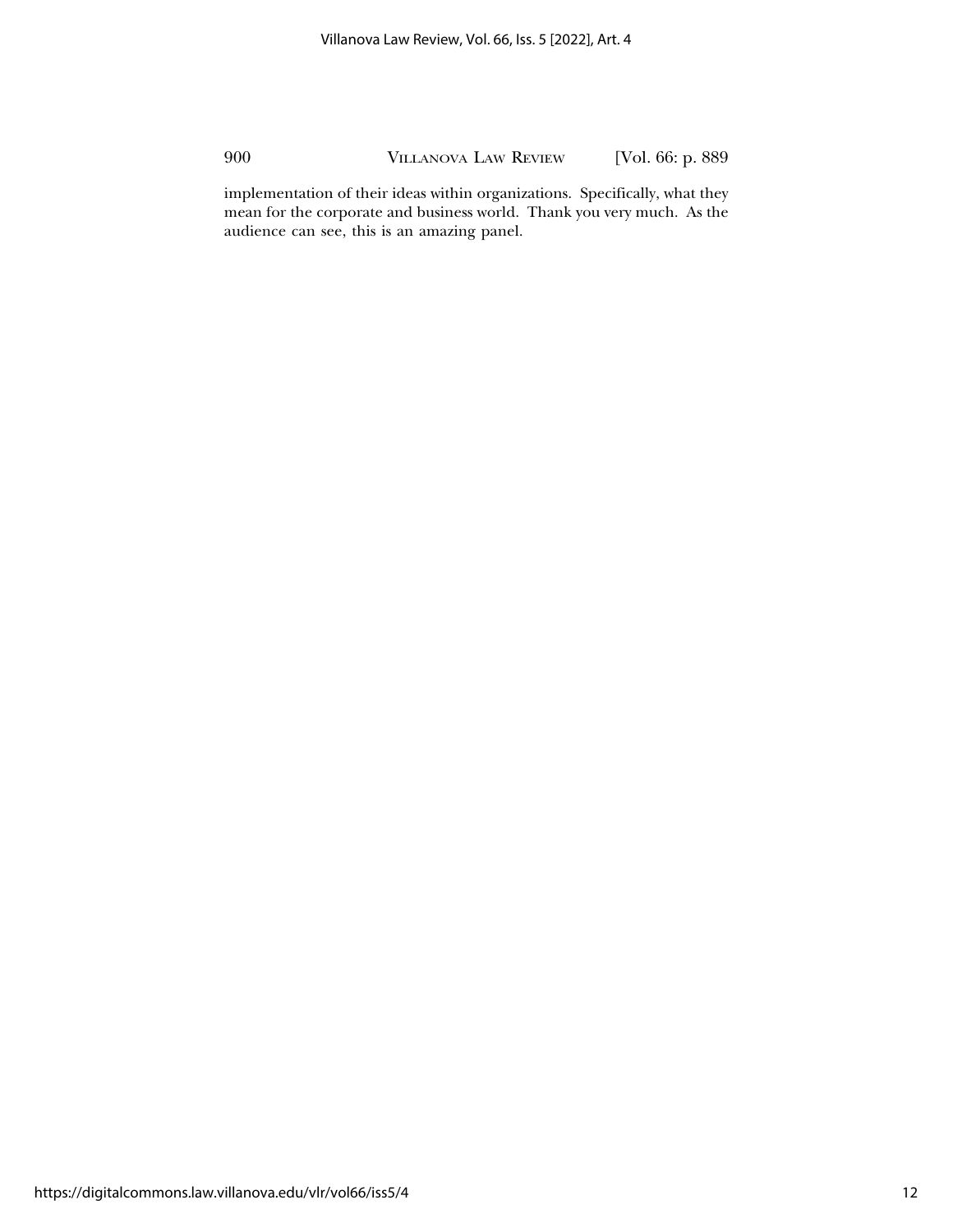implementation of their ideas within organizations. Specifically, what they mean for the corporate and business world. Thank you very much. As the audience can see, this is an amazing panel.